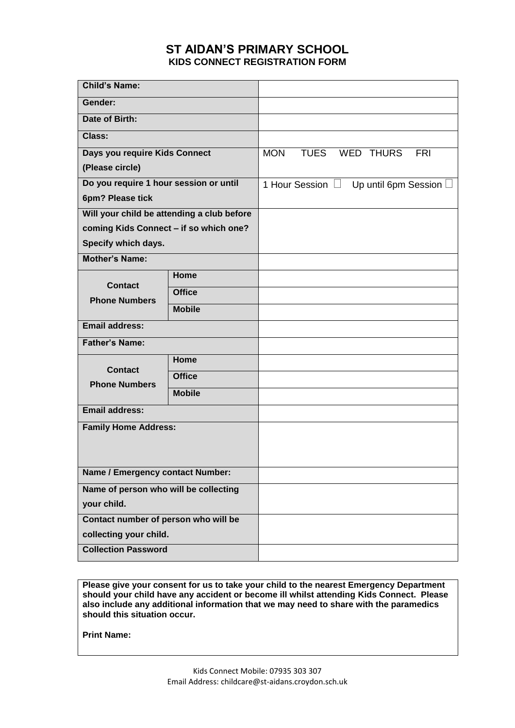# ST AIDAN'S PRIMARY SCHOOL

## KIDS CONNECT REGISTRATION FORM

| | | |
|---|---|---|
| **Child's Name:** | | |
| **Gender:** | | |
| **Date of Birth:** | | |
| **Class:** | | |
| **Days you require Kids Connect (Please circle)** | | MON TUES WED THURS FRI |
| **Do you require 1 hour session or until 6pm? Please tick** | | 1 Hour Session ☐ Up until 6pm Session ☐ |
| **Will your child be attending a club before coming Kids Connect – if so which one? Specify which days.** | | |
| **Mother's Name:** | | |
| **Contact Phone Numbers** | **Home** | |
| | **Office** | |
| | **Mobile** | |
| **Email address:** | | |
| **Father's Name:** | | |
| **Contact Phone Numbers** | **Home** | |
| | **Office** | |
| | **Mobile** | |
| **Email address:** | | |
| **Family Home Address:** | | |
| **Name / Emergency contact Number:** | | |
| **Name of person who will be collecting your child.** | | |
| **Contact number of person who will be collecting your child.** | | |
| **Collection Password** | | |

**Please give your consent for us to take your child to the nearest Emergency Department should your child have any accident or become ill whilst attending Kids Connect. Please also include any additional information that we may need to share with the paramedics should this situation occur.**

**Print Name:**

Kids Connect Mobile: 07935 303 307
Email Address: childcare@st-aidans.croydon.sch.uk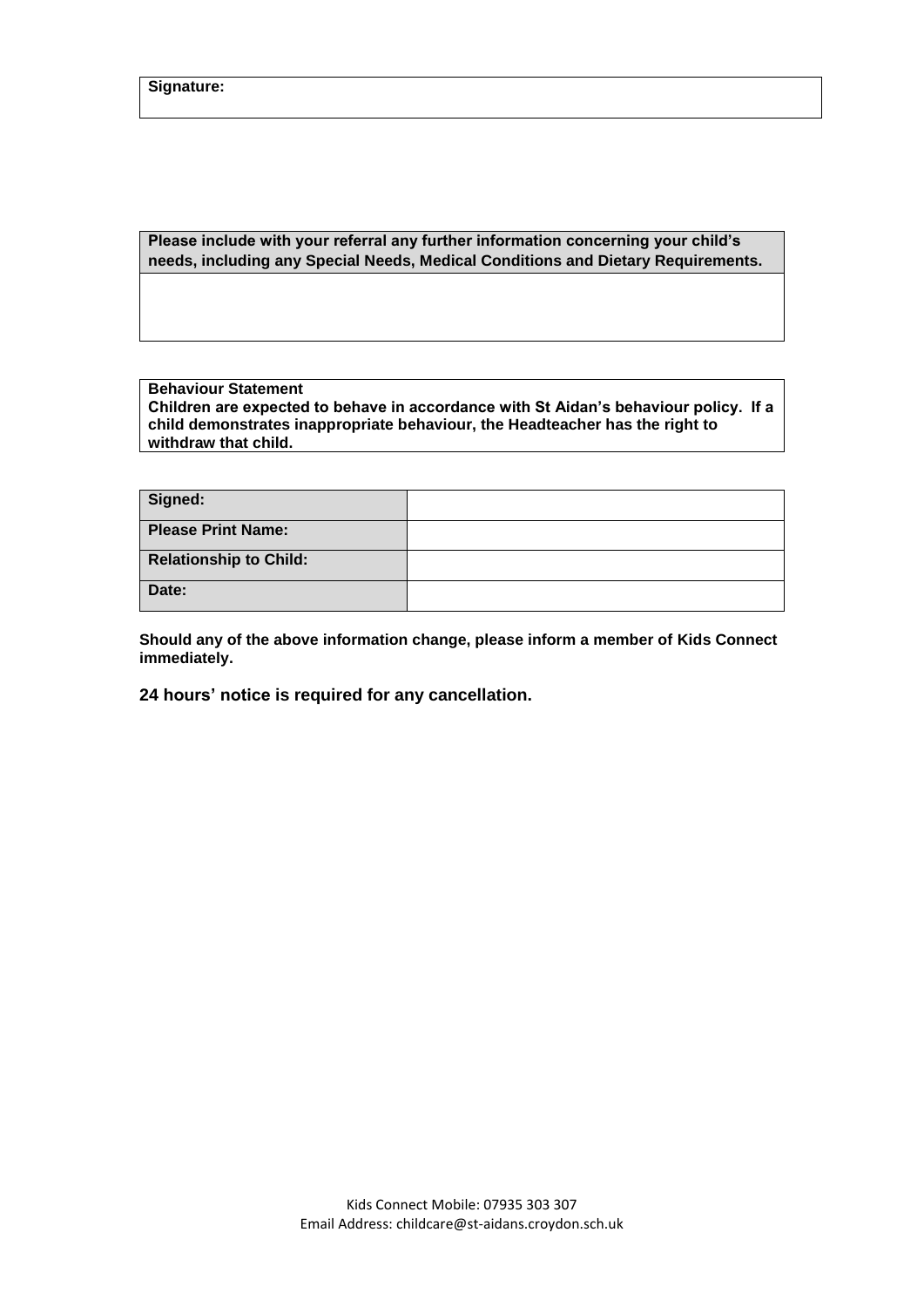| Signature: |
|---|
| |

| Please include with your referral any further information concerning your child's needs, including any Special Needs, Medical Conditions and Dietary Requirements. |
|---|
| |

**Behaviour Statement**
**Children are expected to behave in accordance with St Aidan's behaviour policy. If a child demonstrates inappropriate behaviour, the Headteacher has the right to withdraw that child.**

| | |
|---|---|
| **Signed:** | |
| **Please Print Name:** | |
| **Relationship to Child:** | |
| **Date:** | |

**Should any of the above information change, please inform a member of Kids Connect immediately.**

**24 hours' notice is required for any cancellation.**

Kids Connect Mobile: 07935 303 307
Email Address: childcare@st-aidans.croydon.sch.uk